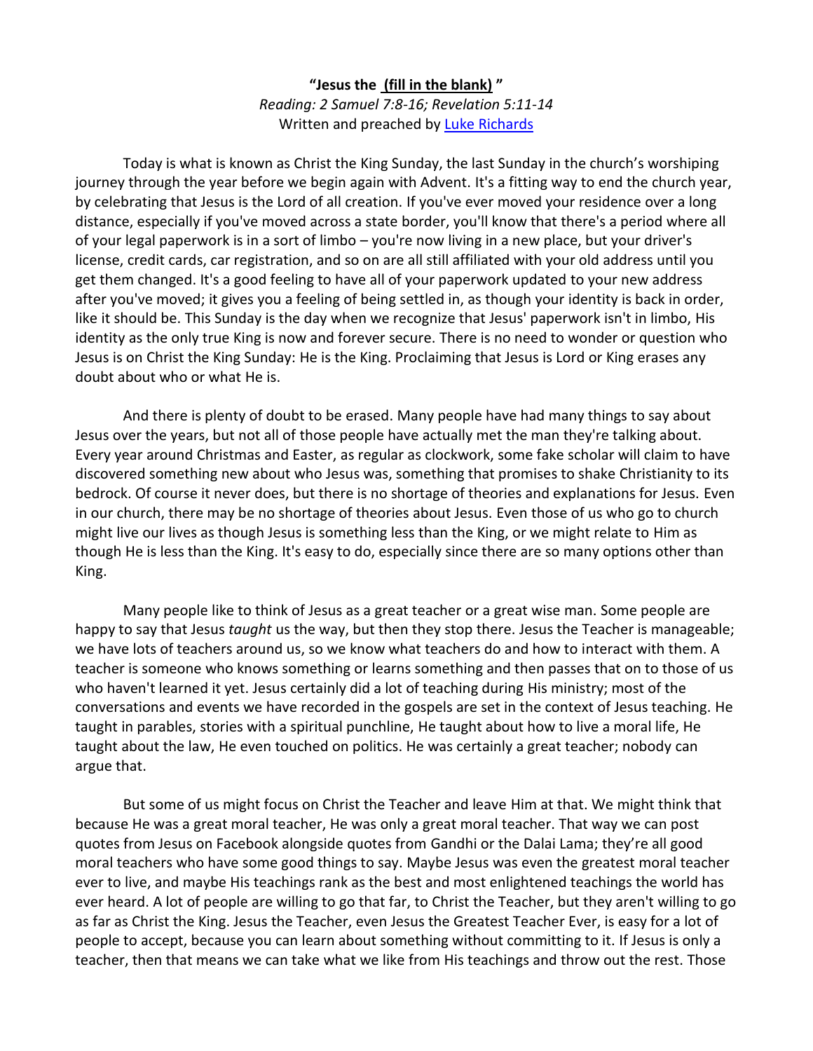**"Jesus the <u>(fill in the blank)</u> "**

*Reading: 2 Samuel 7:8-16; Revelation 5:11-14*

Written and preached by [Luke Richards]()

Today is what is known as Christ the King Sunday, the last Sunday in the church's worshiping journey through the year before we begin again with Advent. It's a fitting way to end the church year, by celebrating that Jesus is the Lord of all creation. If you've ever moved your residence over a long distance, especially if you've moved across a state border, you'll know that there's a period where all of your legal paperwork is in a sort of limbo – you're now living in a new place, but your driver's license, credit cards, car registration, and so on are all still affiliated with your old address until you get them changed. It's a good feeling to have all of your paperwork updated to your new address after you've moved; it gives you a feeling of being settled in, as though your identity is back in order, like it should be. This Sunday is the day when we recognize that Jesus' paperwork isn't in limbo, His identity as the only true King is now and forever secure. There is no need to wonder or question who Jesus is on Christ the King Sunday: He is the King. Proclaiming that Jesus is Lord or King erases any doubt about who or what He is.

And there is plenty of doubt to be erased. Many people have had many things to say about Jesus over the years, but not all of those people have actually met the man they're talking about. Every year around Christmas and Easter, as regular as clockwork, some fake scholar will claim to have discovered something new about who Jesus was, something that promises to shake Christianity to its bedrock. Of course it never does, but there is no shortage of theories and explanations for Jesus. Even in our church, there may be no shortage of theories about Jesus. Even those of us who go to church might live our lives as though Jesus is something less than the King, or we might relate to Him as though He is less than the King. It's easy to do, especially since there are so many options other than King.

Many people like to think of Jesus as a great teacher or a great wise man. Some people are happy to say that Jesus *taught* us the way, but then they stop there. Jesus the Teacher is manageable; we have lots of teachers around us, so we know what teachers do and how to interact with them. A teacher is someone who knows something or learns something and then passes that on to those of us who haven't learned it yet. Jesus certainly did a lot of teaching during His ministry; most of the conversations and events we have recorded in the gospels are set in the context of Jesus teaching. He taught in parables, stories with a spiritual punchline, He taught about how to live a moral life, He taught about the law, He even touched on politics. He was certainly a great teacher; nobody can argue that.

But some of us might focus on Christ the Teacher and leave Him at that. We might think that because He was a great moral teacher, He was only a great moral teacher. That way we can post quotes from Jesus on Facebook alongside quotes from Gandhi or the Dalai Lama; they're all good moral teachers who have some good things to say. Maybe Jesus was even the greatest moral teacher ever to live, and maybe His teachings rank as the best and most enlightened teachings the world has ever heard. A lot of people are willing to go that far, to Christ the Teacher, but they aren't willing to go as far as Christ the King. Jesus the Teacher, even Jesus the Greatest Teacher Ever, is easy for a lot of people to accept, because you can learn about something without committing to it. If Jesus is only a teacher, then that means we can take what we like from His teachings and throw out the rest. Those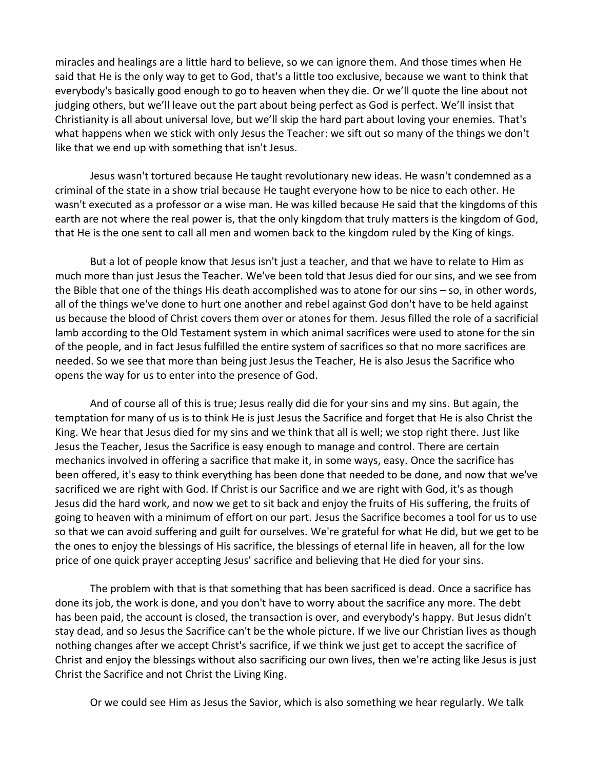miracles and healings are a little hard to believe, so we can ignore them. And those times when He said that He is the only way to get to God, that's a little too exclusive, because we want to think that everybody's basically good enough to go to heaven when they die. Or we'll quote the line about not judging others, but we'll leave out the part about being perfect as God is perfect. We'll insist that Christianity is all about universal love, but we'll skip the hard part about loving your enemies. That's what happens when we stick with only Jesus the Teacher: we sift out so many of the things we don't like that we end up with something that isn't Jesus.

Jesus wasn't tortured because He taught revolutionary new ideas. He wasn't condemned as a criminal of the state in a show trial because He taught everyone how to be nice to each other. He wasn't executed as a professor or a wise man. He was killed because He said that the kingdoms of this earth are not where the real power is, that the only kingdom that truly matters is the kingdom of God, that He is the one sent to call all men and women back to the kingdom ruled by the King of kings.

But a lot of people know that Jesus isn't just a teacher, and that we have to relate to Him as much more than just Jesus the Teacher. We've been told that Jesus died for our sins, and we see from the Bible that one of the things His death accomplished was to atone for our sins – so, in other words, all of the things we've done to hurt one another and rebel against God don't have to be held against us because the blood of Christ covers them over or atones for them. Jesus filled the role of a sacrificial lamb according to the Old Testament system in which animal sacrifices were used to atone for the sin of the people, and in fact Jesus fulfilled the entire system of sacrifices so that no more sacrifices are needed. So we see that more than being just Jesus the Teacher, He is also Jesus the Sacrifice who opens the way for us to enter into the presence of God.

And of course all of this is true; Jesus really did die for your sins and my sins. But again, the temptation for many of us is to think He is just Jesus the Sacrifice and forget that He is also Christ the King. We hear that Jesus died for my sins and we think that all is well; we stop right there. Just like Jesus the Teacher, Jesus the Sacrifice is easy enough to manage and control. There are certain mechanics involved in offering a sacrifice that make it, in some ways, easy. Once the sacrifice has been offered, it's easy to think everything has been done that needed to be done, and now that we've sacrificed we are right with God. If Christ is our Sacrifice and we are right with God, it's as though Jesus did the hard work, and now we get to sit back and enjoy the fruits of His suffering, the fruits of going to heaven with a minimum of effort on our part. Jesus the Sacrifice becomes a tool for us to use so that we can avoid suffering and guilt for ourselves. We're grateful for what He did, but we get to be the ones to enjoy the blessings of His sacrifice, the blessings of eternal life in heaven, all for the low price of one quick prayer accepting Jesus' sacrifice and believing that He died for your sins.

The problem with that is that something that has been sacrificed is dead. Once a sacrifice has done its job, the work is done, and you don't have to worry about the sacrifice any more. The debt has been paid, the account is closed, the transaction is over, and everybody's happy. But Jesus didn't stay dead, and so Jesus the Sacrifice can't be the whole picture. If we live our Christian lives as though nothing changes after we accept Christ's sacrifice, if we think we just get to accept the sacrifice of Christ and enjoy the blessings without also sacrificing our own lives, then we're acting like Jesus is just Christ the Sacrifice and not Christ the Living King.

Or we could see Him as Jesus the Savior, which is also something we hear regularly. We talk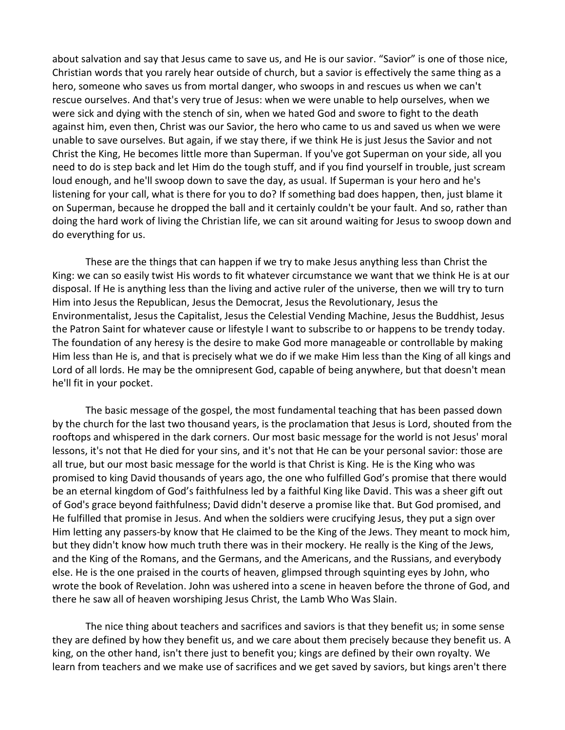about salvation and say that Jesus came to save us, and He is our savior. “Savior” is one of those nice, Christian words that you rarely hear outside of church, but a savior is effectively the same thing as a hero, someone who saves us from mortal danger, who swoops in and rescues us when we can't rescue ourselves. And that's very true of Jesus: when we were unable to help ourselves, when we were sick and dying with the stench of sin, when we hated God and swore to fight to the death against him, even then, Christ was our Savior, the hero who came to us and saved us when we were unable to save ourselves. But again, if we stay there, if we think He is just Jesus the Savior and not Christ the King, He becomes little more than Superman. If you've got Superman on your side, all you need to do is step back and let Him do the tough stuff, and if you find yourself in trouble, just scream loud enough, and he'll swoop down to save the day, as usual. If Superman is your hero and he's listening for your call, what is there for you to do? If something bad does happen, then, just blame it on Superman, because he dropped the ball and it certainly couldn't be your fault. And so, rather than doing the hard work of living the Christian life, we can sit around waiting for Jesus to swoop down and do everything for us.

These are the things that can happen if we try to make Jesus anything less than Christ the King: we can so easily twist His words to fit whatever circumstance we want that we think He is at our disposal. If He is anything less than the living and active ruler of the universe, then we will try to turn Him into Jesus the Republican, Jesus the Democrat, Jesus the Revolutionary, Jesus the Environmentalist, Jesus the Capitalist, Jesus the Celestial Vending Machine, Jesus the Buddhist, Jesus the Patron Saint for whatever cause or lifestyle I want to subscribe to or happens to be trendy today. The foundation of any heresy is the desire to make God more manageable or controllable by making Him less than He is, and that is precisely what we do if we make Him less than the King of all kings and Lord of all lords. He may be the omnipresent God, capable of being anywhere, but that doesn't mean he'll fit in your pocket.

The basic message of the gospel, the most fundamental teaching that has been passed down by the church for the last two thousand years, is the proclamation that Jesus is Lord, shouted from the rooftops and whispered in the dark corners. Our most basic message for the world is not Jesus' moral lessons, it's not that He died for your sins, and it's not that He can be your personal savior: those are all true, but our most basic message for the world is that Christ is King. He is the King who was promised to king David thousands of years ago, the one who fulfilled God’s promise that there would be an eternal kingdom of God’s faithfulness led by a faithful King like David. This was a sheer gift out of God's grace beyond faithfulness; David didn't deserve a promise like that. But God promised, and He fulfilled that promise in Jesus. And when the soldiers were crucifying Jesus, they put a sign over Him letting any passers-by know that He claimed to be the King of the Jews. They meant to mock him, but they didn't know how much truth there was in their mockery. He really is the King of the Jews, and the King of the Romans, and the Germans, and the Americans, and the Russians, and everybody else. He is the one praised in the courts of heaven, glimpsed through squinting eyes by John, who wrote the book of Revelation. John was ushered into a scene in heaven before the throne of God, and there he saw all of heaven worshiping Jesus Christ, the Lamb Who Was Slain.

The nice thing about teachers and sacrifices and saviors is that they benefit us; in some sense they are defined by how they benefit us, and we care about them precisely because they benefit us. A king, on the other hand, isn't there just to benefit you; kings are defined by their own royalty. We learn from teachers and we make use of sacrifices and we get saved by saviors, but kings aren't there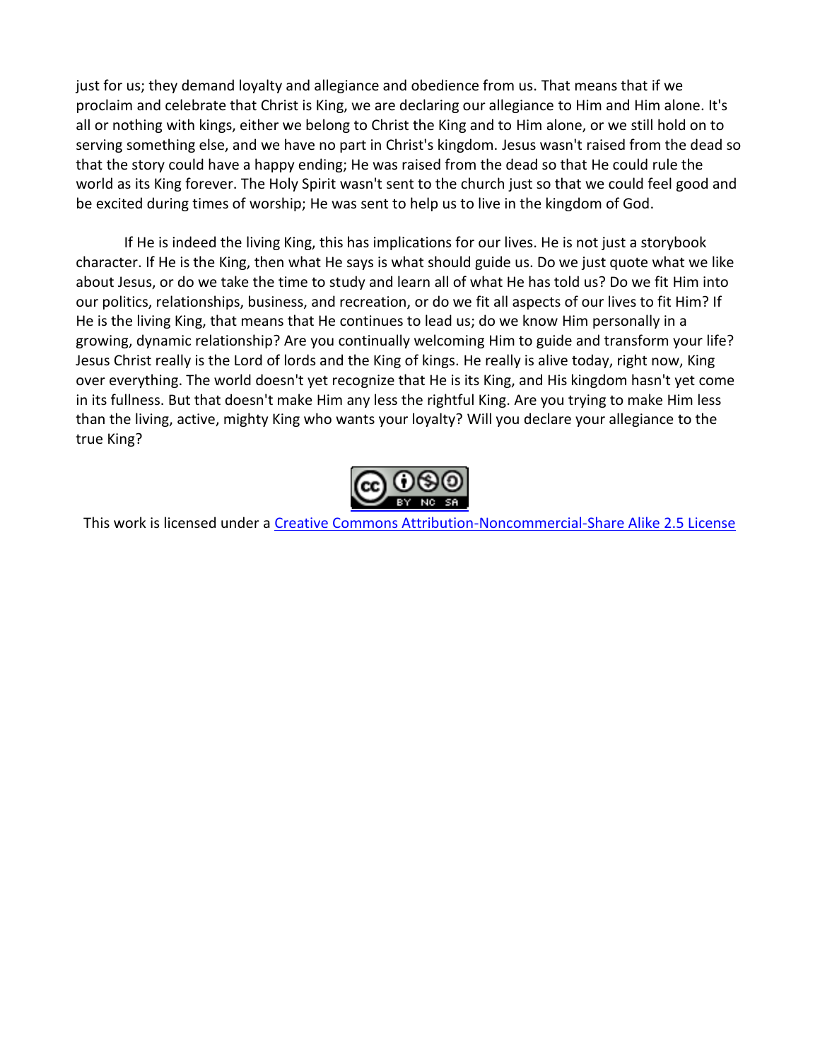just for us; they demand loyalty and allegiance and obedience from us. That means that if we proclaim and celebrate that Christ is King, we are declaring our allegiance to Him and Him alone. It's all or nothing with kings, either we belong to Christ the King and to Him alone, or we still hold on to serving something else, and we have no part in Christ's kingdom. Jesus wasn't raised from the dead so that the story could have a happy ending; He was raised from the dead so that He could rule the world as its King forever. The Holy Spirit wasn't sent to the church just so that we could feel good and be excited during times of worship; He was sent to help us to live in the kingdom of God.

If He is indeed the living King, this has implications for our lives. He is not just a storybook character. If He is the King, then what He says is what should guide us. Do we just quote what we like about Jesus, or do we take the time to study and learn all of what He has told us? Do we fit Him into our politics, relationships, business, and recreation, or do we fit all aspects of our lives to fit Him? If He is the living King, that means that He continues to lead us; do we know Him personally in a growing, dynamic relationship? Are you continually welcoming Him to guide and transform your life? Jesus Christ really is the Lord of lords and the King of kings. He really is alive today, right now, King over everything. The world doesn't yet recognize that He is its King, and His kingdom hasn't yet come in its fullness. But that doesn't make Him any less the rightful King. Are you trying to make Him less than the living, active, mighty King who wants your loyalty? Will you declare your allegiance to the true King?

This work is licensed under a [Creative Commons Attribution-Noncommercial-Share Alike 2.5 License]